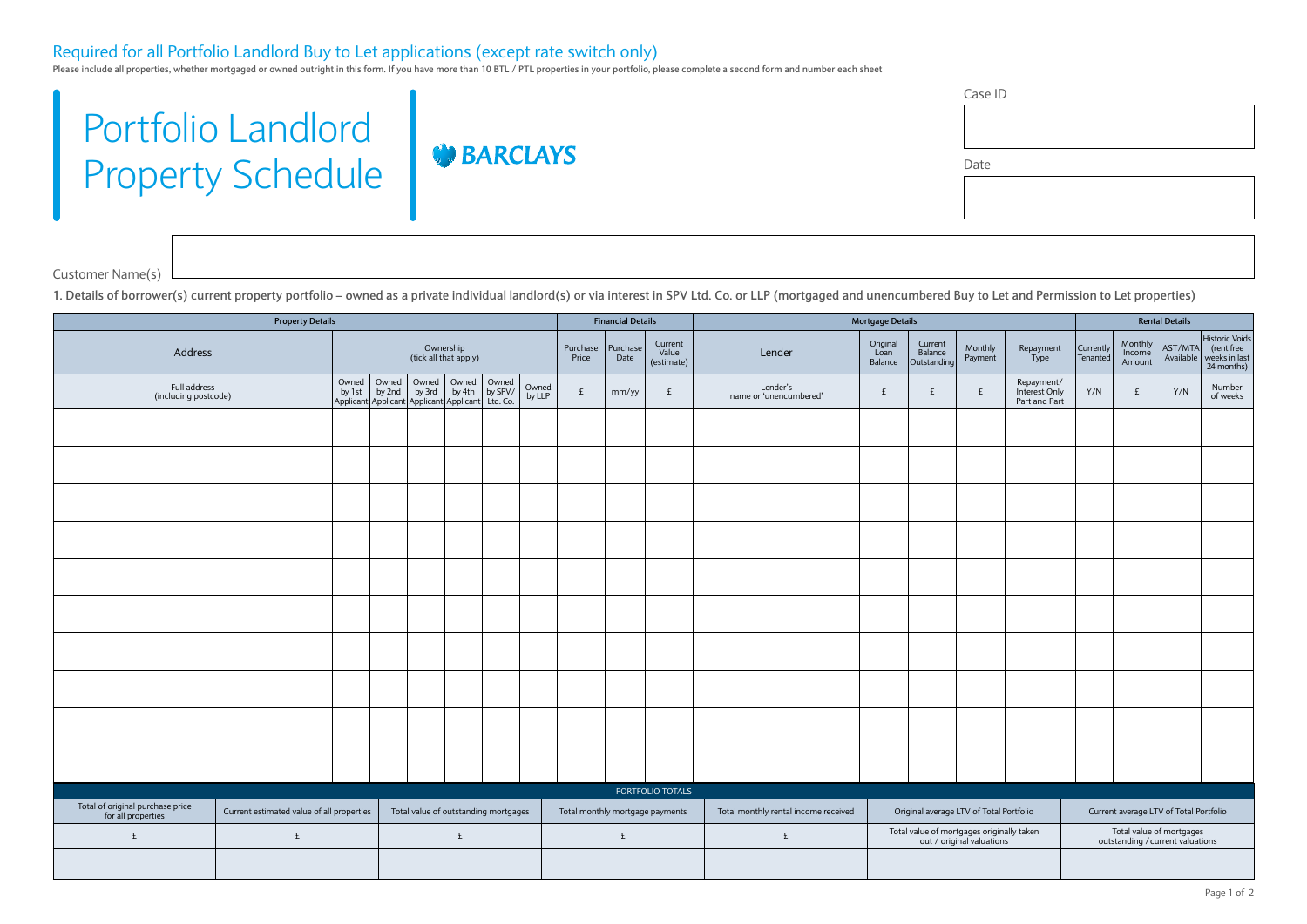Required for all Portfolio Landlord Buy to Let applications (except rate switch only)

Please include all properties, whether mortgaged or owned outright in this form. If you have more than 10 BTL / PTL properties in your portfolio, please complete a second form and number each sheet

# Portfolio Landlord Property Schedule

BARCLAYS

Case ID

Date

Customer Name(s)

**1. Details of borrower(s) current property portfolio – owned as a private individual landlord(s) or via interest in SPV Ltd. Co. or LLP (mortgaged and unencumbered Buy to Let and Permission to Let properties)**

| Property Details | | | | | | | Financial Details | | | Mortgage Details | | | | | Rental Details | | | |
|---|---|---|---|---|---|---|---|---|---|---|---|---|---|---|---|---|---|---|
| Address | Ownership (tick all that apply) | | | | | | Purchase Price | Purchase Date | Current Value (estimate) | Lender | Original Loan Balance | Current Balance Outstanding | Monthly Payment | Repayment Type | Currently Tenanted | Monthly Income Amount | AST/MTA Available | Historic Voids (rent free weeks in last 24 months) |
| Full address (including postcode) | Owned by 1st Applicant | Owned by 2nd Applicant | Owned by 3rd Applicant | Owned by 4th Applicant | Owned by SPV/ Ltd. Co. | Owned by LLP | £ | mm/yy | £ | Lender's name or 'unencumbered' | £ | £ | £ | Repayment/ Interest Only Part and Part | Y/N | £ | Y/N | Number of weeks |
| | | | | | | | | | | | | | | | | | | |
| | | | | | | | | | | | | | | | | | | |
| | | | | | | | | | | | | | | | | | | |
| | | | | | | | | | | | | | | | | | | |
| | | | | | | | | | | | | | | | | | | |
| | | | | | | | | | | | | | | | | | | |
| | | | | | | | | | | | | | | | | | | |
| | | | | | | | | | | | | | | | | | | |
| | | | | | | | | | | | | | | | | | | |
| | | | | | | | | | | | | | | | | | | |

| PORTFOLIO TOTALS | | | | | | |
|---|---|---|---|---|---|---|
| Total of original purchase price for all properties | Current estimated value of all properties | Total value of outstanding mortgages | Total monthly mortgage payments | Total monthly rental income received | Original average LTV of Total Portfolio | Current average LTV of Total Portfolio |
| £ | £ | £ | £ | £ | Total value of mortgages originally taken out / original valuations | Total value of mortgages outstanding / current valuations |
| | | | | | | |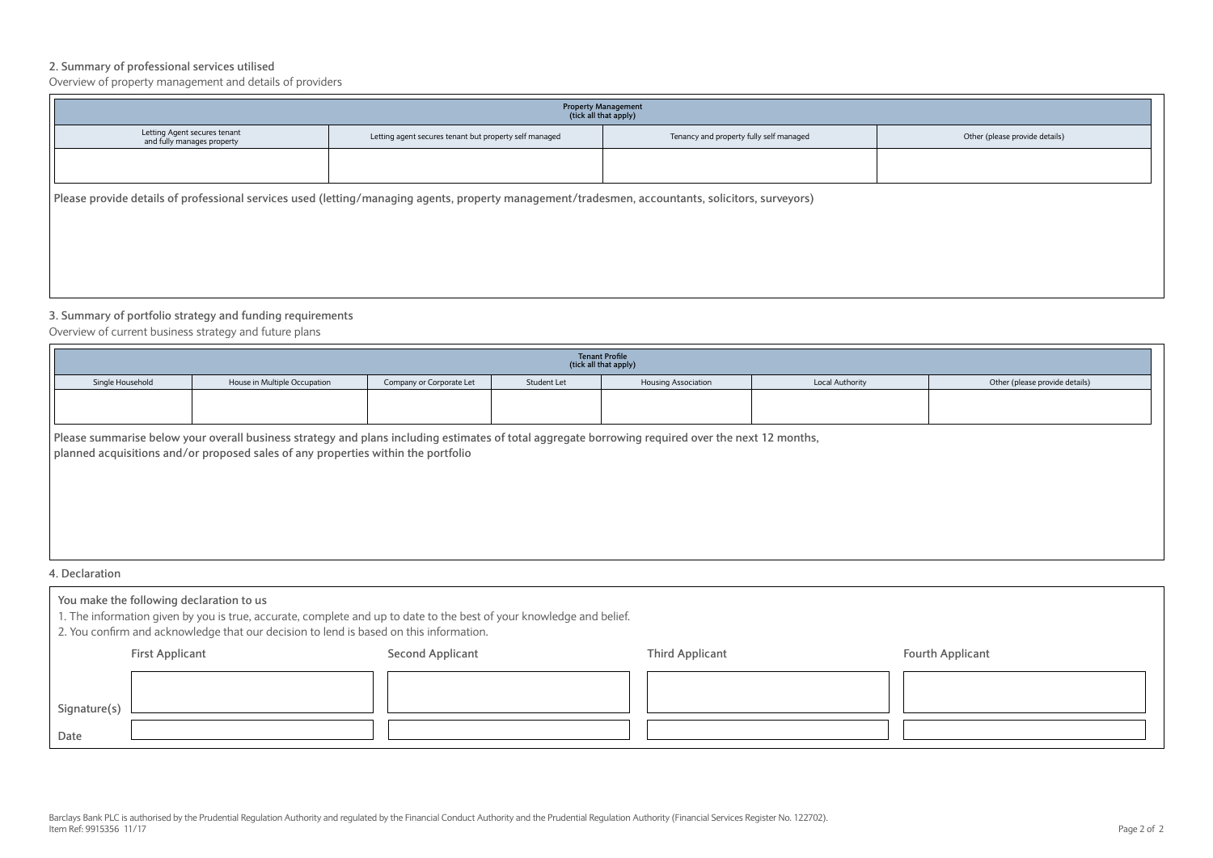## 2. Summary of professional services utilised

Overview of property management and details of providers

| Property Management (tick all that apply) | | | |
|---|---|---|---|
| Letting Agent secures tenant and fully manages property | Letting agent secures tenant but property self managed | Tenancy and property fully self managed | Other (please provide details) |
| | | | |

**Please provide details of professional services used (letting/managing agents, property management/tradesmen, accountants, solicitors, surveyors)**

## 3. Summary of portfolio strategy and funding requirements

Overview of current business strategy and future plans

| Tenant Profile (tick all that apply) | | | | | | |
|---|---|---|---|---|---|---|
| Single Household | House in Multiple Occupation | Company or Corporate Let | Student Let | Housing Association | Local Authority | Other (please provide details) |
| | | | | | | |

**Please summarise below your overall business strategy and plans including estimates of total aggregate borrowing required over the next 12 months, planned acquisitions and/or proposed sales of any properties within the portfolio**

## 4. Declaration

**You make the following declaration to us**

1. The information given by you is true, accurate, complete and up to date to the best of your knowledge and belief.
2. You confirm and acknowledge that our decision to lend is based on this information.

| | First Applicant | Second Applicant | Third Applicant | Fourth Applicant |
|---|---|---|---|---|
| Signature(s) | | | | |
| Date | | | | |

Barclays Bank PLC is authorised by the Prudential Regulation Authority and regulated by the Financial Conduct Authority and the Prudential Regulation Authority (Financial Services Register No. 122702).
Item Ref: 9915356 11/17